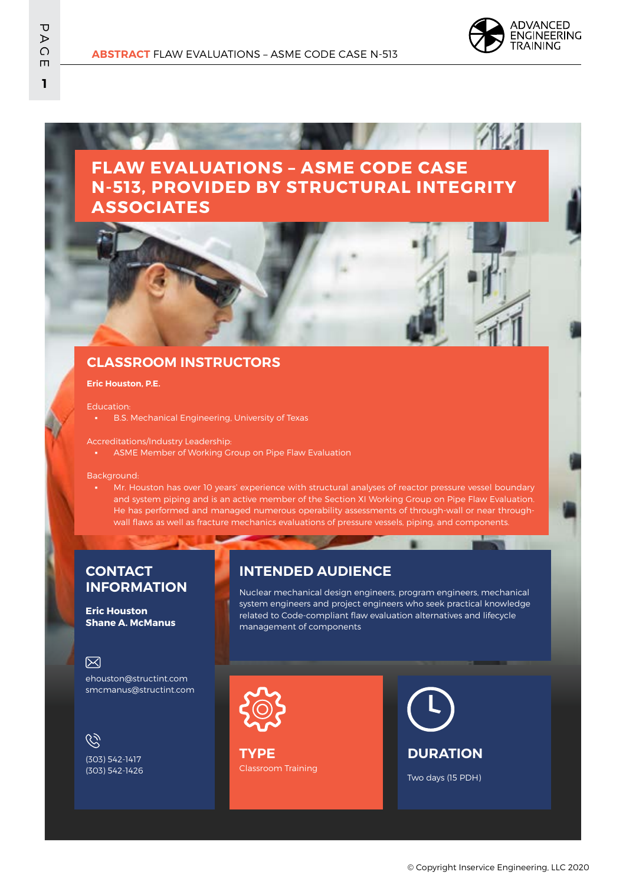# FLAW EVALUATIONS – ASME CODE CASE N-513, PROVIDED BY STRUCTURAL INTEGRITY ASSOCIATES

## CLASSROOM INSTRUCTORS

**Eric Houston, P.E.**

Education:

- B.S. Mechanical Engineering, University of Texas

Accreditations/Industry Leadership:

- ASME Member of Working Group on Pipe Flaw Evaluation

Background:

- Mr. Houston has over 10 years' experience with structural analyses of reactor pressure vessel boundary and system piping and is an active member of the Section XI Working Group on Pipe Flaw Evaluation. He has performed and managed numerous operability assessments of through-wall or near through-wall flaws as well as fracture mechanics evaluations of pressure vessels, piping, and components.

## CONTACT INFORMATION

**Eric Houston**
**Shane A. McManus**

ehouston@structint.com
smcmanus@structint.com

(303) 542-1417
(303) 542-1426

## INTENDED AUDIENCE

Nuclear mechanical design engineers, program engineers, mechanical system engineers and project engineers who seek practical knowledge related to Code-compliant flaw evaluation alternatives and lifecycle management of components

## TYPE

Classroom Training

## DURATION

Two days (15 PDH)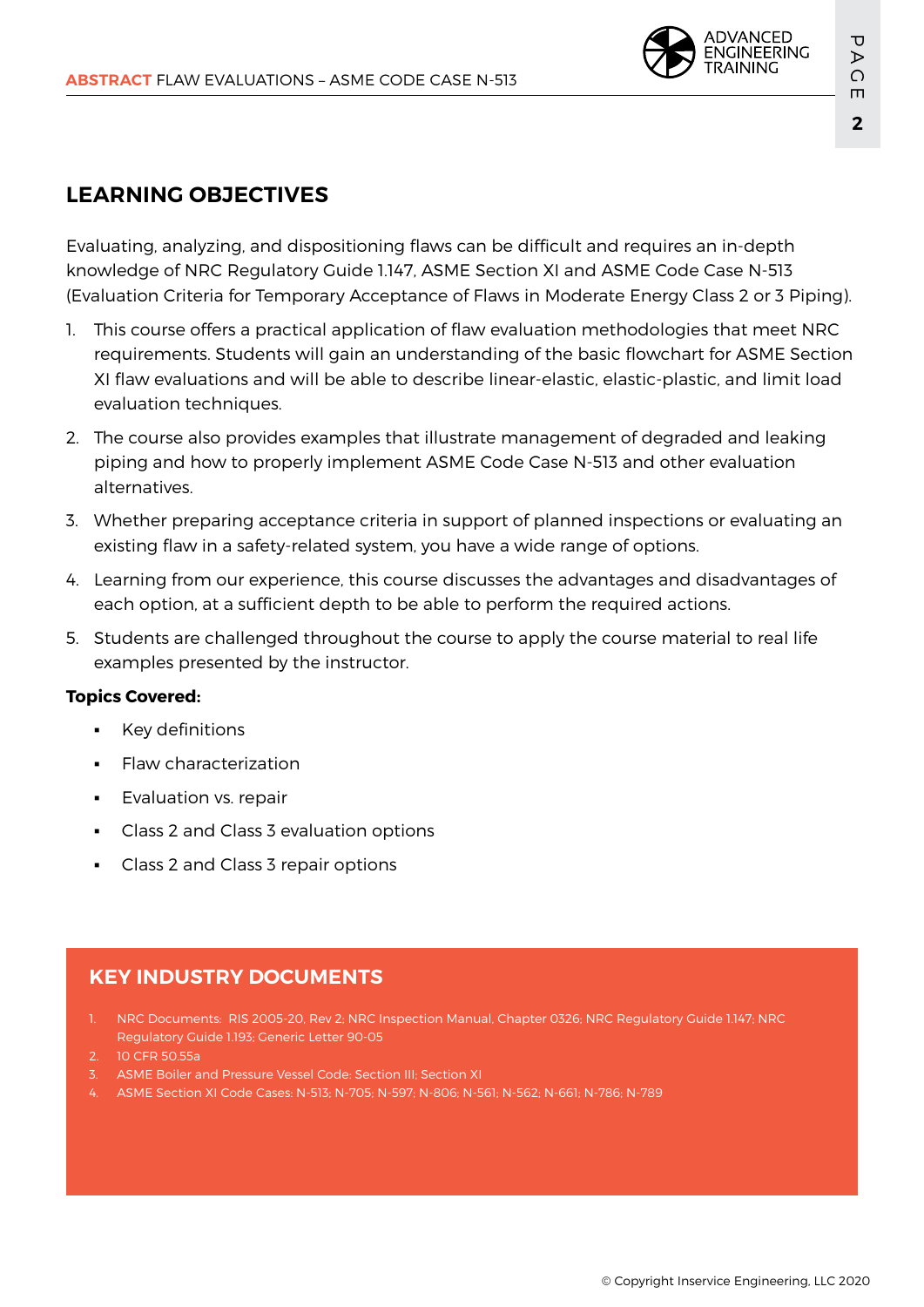## LEARNING OBJECTIVES

Evaluating, analyzing, and dispositioning flaws can be difficult and requires an in-depth knowledge of NRC Regulatory Guide 1.147, ASME Section XI and ASME Code Case N-513 (Evaluation Criteria for Temporary Acceptance of Flaws in Moderate Energy Class 2 or 3 Piping).

1. This course offers a practical application of flaw evaluation methodologies that meet NRC requirements. Students will gain an understanding of the basic flowchart for ASME Section XI flaw evaluations and will be able to describe linear-elastic, elastic-plastic, and limit load evaluation techniques.
2. The course also provides examples that illustrate management of degraded and leaking piping and how to properly implement ASME Code Case N-513 and other evaluation alternatives.
3. Whether preparing acceptance criteria in support of planned inspections or evaluating an existing flaw in a safety-related system, you have a wide range of options.
4. Learning from our experience, this course discusses the advantages and disadvantages of each option, at a sufficient depth to be able to perform the required actions.
5. Students are challenged throughout the course to apply the course material to real life examples presented by the instructor.

**Topics Covered:**

- Key definitions
- Flaw characterization
- Evaluation vs. repair
- Class 2 and Class 3 evaluation options
- Class 2 and Class 3 repair options

## KEY INDUSTRY DOCUMENTS

1. NRC Documents: RIS 2005-20, Rev 2; NRC Inspection Manual, Chapter 0326; NRC Regulatory Guide 1.147; NRC Regulatory Guide 1.193; Generic Letter 90-05
2. 10 CFR 50.55a
3. ASME Boiler and Pressure Vessel Code: Section III; Section XI
4. ASME Section XI Code Cases: N-513; N-705; N-597; N-806; N-561; N-562; N-661; N-786; N-789